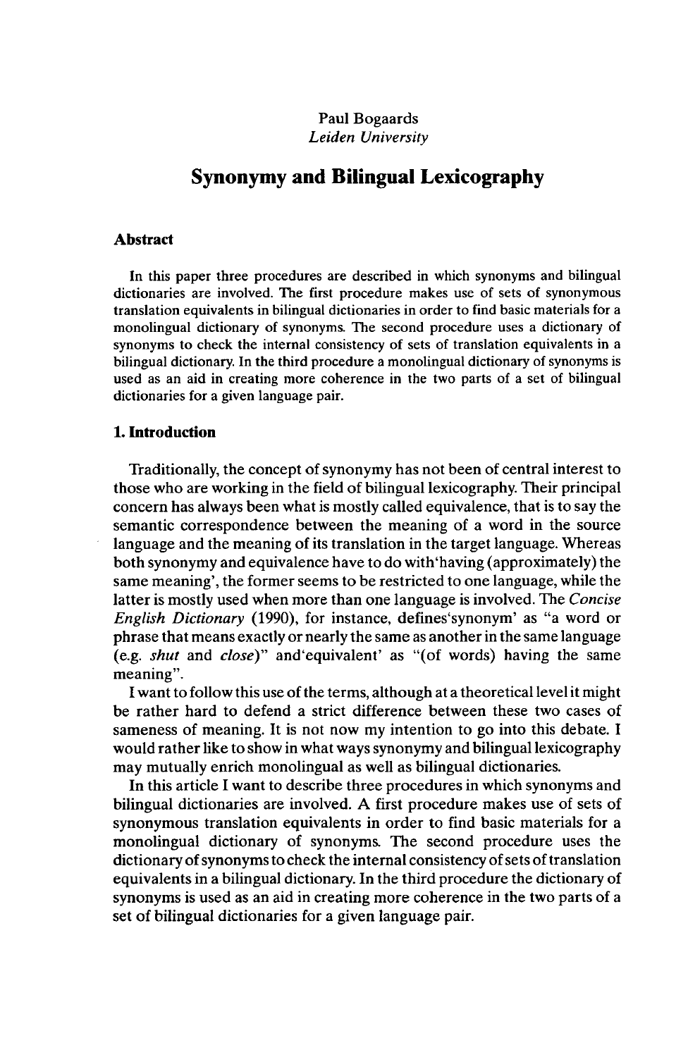Paul Bogaards
*Leiden University*

# Synonymy and Bilingual Lexicography

## Abstract

In this paper three procedures are described in which synonyms and bilingual dictionaries are involved. The first procedure makes use of sets of synonymous translation equivalents in bilingual dictionaries in order to find basic materials for a monolingual dictionary of synonyms. The second procedure uses a dictionary of synonyms to check the internal consistency of sets of translation equivalents in a bilingual dictionary. In the third procedure a monolingual dictionary of synonyms is used as an aid in creating more coherence in the two parts of a set of bilingual dictionaries for a given language pair.

## 1. Introduction

Traditionally, the concept of synonymy has not been of central interest to those who are working in the field of bilingual lexicography. Their principal concern has always been what is mostly called equivalence, that is to say the semantic correspondence between the meaning of a word in the source language and the meaning of its translation in the target language. Whereas both synonymy and equivalence have to do with'having (approximately) the same meaning', the former seems to be restricted to one language, while the latter is mostly used when more than one language is involved. The *Concise English Dictionary* (1990), for instance, defines'synonym' as "a word or phrase that means exactly or nearly the same as another in the same language (e.g. *shut* and *close*)" and'equivalent' as "(of words) having the same meaning".

I want to follow this use of the terms, although at a theoretical level it might be rather hard to defend a strict difference between these two cases of sameness of meaning. It is not now my intention to go into this debate. I would rather like to show in what ways synonymy and bilingual lexicography may mutually enrich monolingual as well as bilingual dictionaries.

In this article I want to describe three procedures in which synonyms and bilingual dictionaries are involved. A first procedure makes use of sets of synonymous translation equivalents in order to find basic materials for a monolingual dictionary of synonyms. The second procedure uses the dictionary of synonyms to check the internal consistency of sets of translation equivalents in a bilingual dictionary. In the third procedure the dictionary of synonyms is used as an aid in creating more coherence in the two parts of a set of bilingual dictionaries for a given language pair.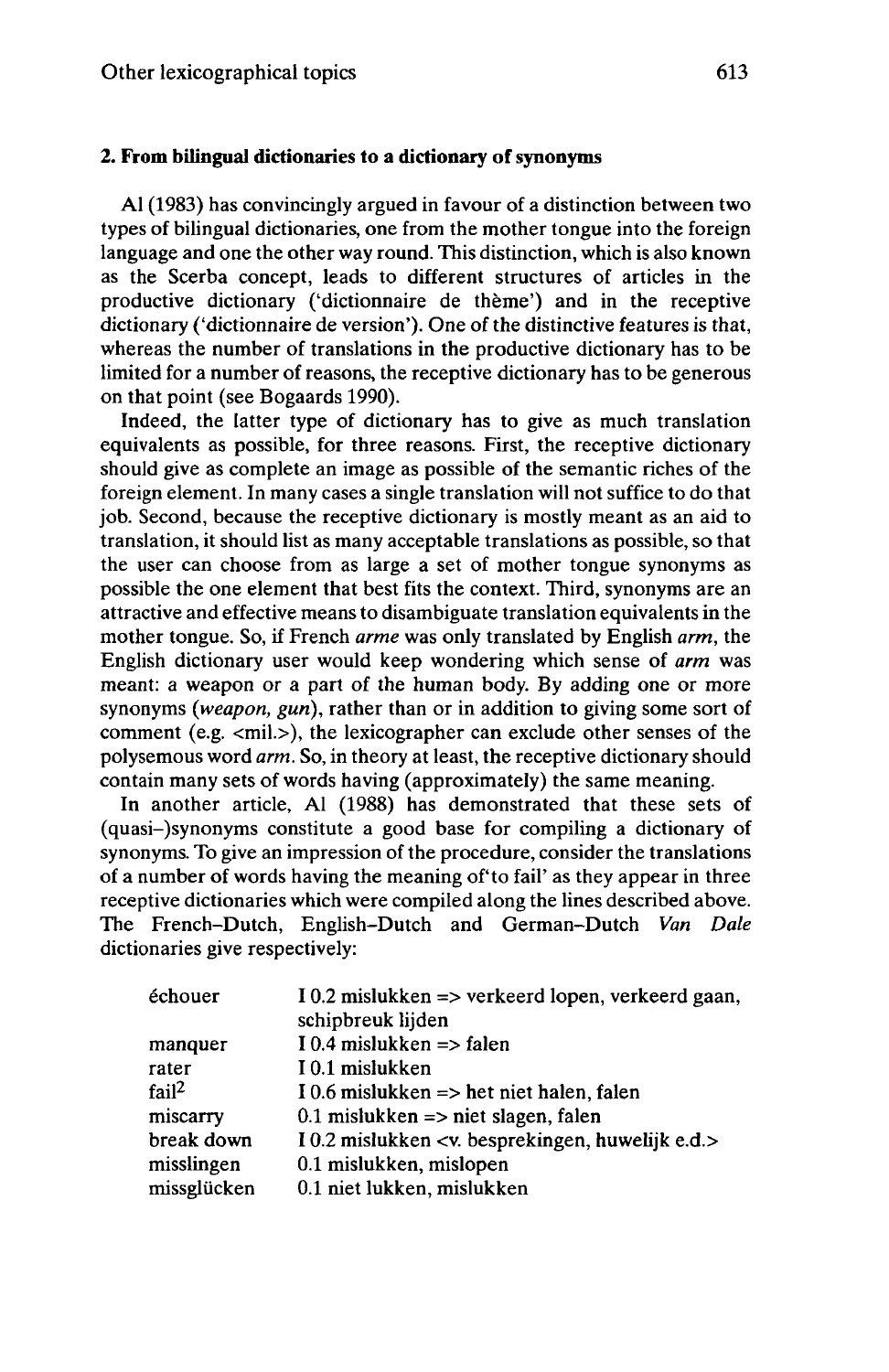## 2. From bilingual dictionaries to a dictionary of synonyms

Al (1983) has convincingly argued in favour of a distinction between two types of bilingual dictionaries, one from the mother tongue into the foreign language and one the other way round. This distinction, which is also known as the Scerba concept, leads to different structures of articles in the productive dictionary ('dictionnaire de thème') and in the receptive dictionary ('dictionnaire de version'). One of the distinctive features is that, whereas the number of translations in the productive dictionary has to be limited for a number of reasons, the receptive dictionary has to be generous on that point (see Bogaards 1990).

Indeed, the latter type of dictionary has to give as much translation equivalents as possible, for three reasons. First, the receptive dictionary should give as complete an image as possible of the semantic riches of the foreign element. In many cases a single translation will not suffice to do that job. Second, because the receptive dictionary is mostly meant as an aid to translation, it should list as many acceptable translations as possible, so that the user can choose from as large a set of mother tongue synonyms as possible the one element that best fits the context. Third, synonyms are an attractive and effective means to disambiguate translation equivalents in the mother tongue. So, if French *arme* was only translated by English *arm*, the English dictionary user would keep wondering which sense of *arm* was meant: a weapon or a part of the human body. By adding one or more synonyms (*weapon, gun*), rather than or in addition to giving some sort of comment (e.g. <mil.>), the lexicographer can exclude other senses of the polysemous word *arm*. So, in theory at least, the receptive dictionary should contain many sets of words having (approximately) the same meaning.

In another article, Al (1988) has demonstrated that these sets of (quasi-)synonyms constitute a good base for compiling a dictionary of synonyms. To give an impression of the procedure, consider the translations of a number of words having the meaning of 'to fail' as they appear in three receptive dictionaries which were compiled along the lines described above. The French–Dutch, English–Dutch and German–Dutch *Van Dale* dictionaries give respectively:

| | |
|---|---|
| échouer | I 0.2 mislukken => verkeerd lopen, verkeerd gaan, schipbreuk lijden |
| manquer | I 0.4 mislukken => falen |
| rater | I 0.1 mislukken |
| fail[2] | I 0.6 mislukken => het niet halen, falen |
| miscarry | 0.1 mislukken => niet slagen, falen |
| break down | I 0.2 mislukken <v. besprekingen, huwelijk e.d.> |
| misslingen | 0.1 mislukken, mislopen |
| missglücken | 0.1 niet lukken, mislukken |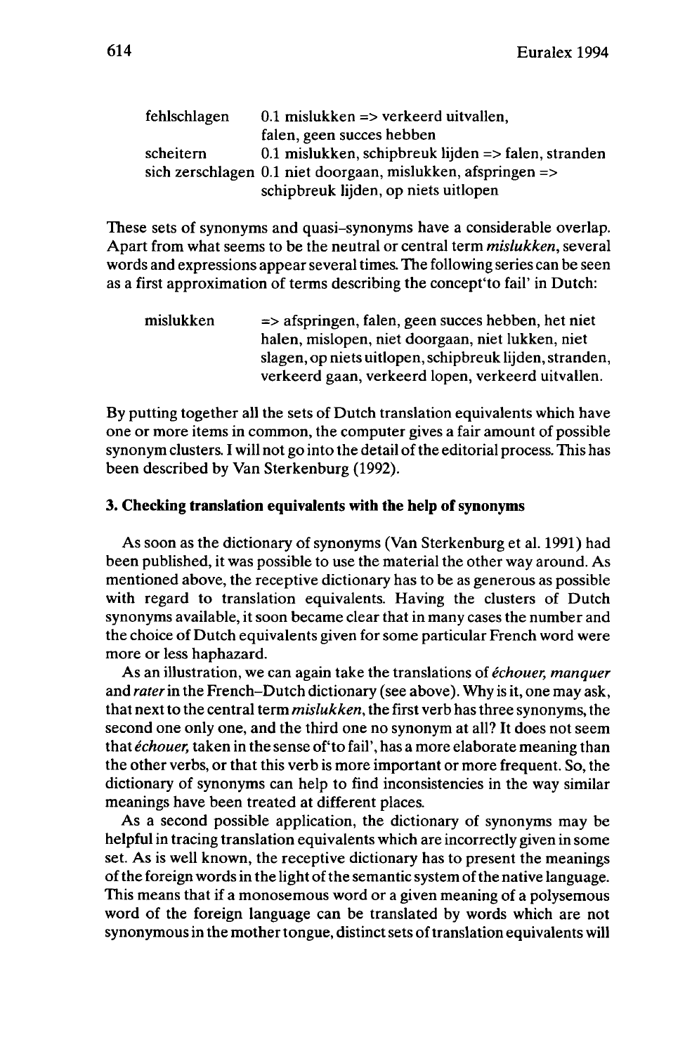| | |
|---|---|
| fehlschlagen | 0.1 mislukken => verkeerd uitvallen, falen, geen succes hebben |
| scheitern | 0.1 mislukken, schipbreuk lijden => falen, stranden |
| sich zerschlagen | 0.1 niet doorgaan, mislukken, afspringen => schipbreuk lijden, op niets uitlopen |

These sets of synonyms and quasi-synonyms have a considerable overlap. Apart from what seems to be the neutral or central term *mislukken*, several words and expressions appear several times. The following series can be seen as a first approximation of terms describing the concept'to fail' in Dutch:

| | |
|---|---|
| mislukken | => afspringen, falen, geen succes hebben, het niet halen, mislopen, niet doorgaan, niet lukken, niet slagen, op niets uitlopen, schipbreuk lijden, stranden, verkeerd gaan, verkeerd lopen, verkeerd uitvallen. |

By putting together all the sets of Dutch translation equivalents which have one or more items in common, the computer gives a fair amount of possible synonym clusters. I will not go into the detail of the editorial process. This has been described by Van Sterkenburg (1992).

## 3. Checking translation equivalents with the help of synonyms

As soon as the dictionary of synonyms (Van Sterkenburg et al. 1991) had been published, it was possible to use the material the other way around. As mentioned above, the receptive dictionary has to be as generous as possible with regard to translation equivalents. Having the clusters of Dutch synonyms available, it soon became clear that in many cases the number and the choice of Dutch equivalents given for some particular French word were more or less haphazard.

As an illustration, we can again take the translations of *échouer, manquer* and *rater* in the French–Dutch dictionary (see above). Why is it, one may ask, that next to the central term *mislukken*, the first verb has three synonyms, the second one only one, and the third one no synonym at all? It does not seem that *échouer*, taken in the sense of'to fail', has a more elaborate meaning than the other verbs, or that this verb is more important or more frequent. So, the dictionary of synonyms can help to find inconsistencies in the way similar meanings have been treated at different places.

As a second possible application, the dictionary of synonyms may be helpful in tracing translation equivalents which are incorrectly given in some set. As is well known, the receptive dictionary has to present the meanings of the foreign words in the light of the semantic system of the native language. This means that if a monosemous word or a given meaning of a polysemous word of the foreign language can be translated by words which are not synonymous in the mother tongue, distinct sets of translation equivalents will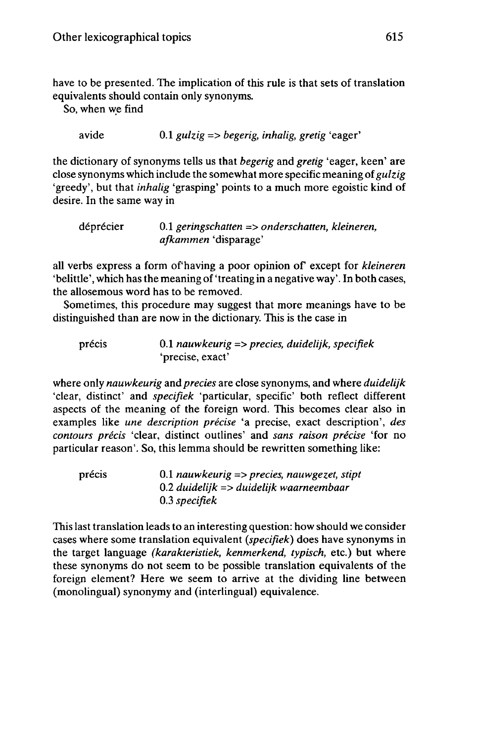have to be presented. The implication of this rule is that sets of translation equivalents should contain only synonyms.

So, when we find

> avide    0.1 *gulzig => begerig, inhalig, gretig* 'eager'

the dictionary of synonyms tells us that *begerig* and *gretig* 'eager, keen' are close synonyms which include the somewhat more specific meaning of *gulzig* 'greedy', but that *inhalig* 'grasping' points to a much more egoistic kind of desire. In the same way in

> déprécier    0.1 *geringschatten => onderschatten, kleineren, afkammen* 'disparage'

all verbs express a form of'having a poor opinion of' except for *kleineren* 'belittle', which has the meaning of 'treating in a negative way'. In both cases, the allosemous word has to be removed.

Sometimes, this procedure may suggest that more meanings have to be distinguished than are now in the dictionary. This is the case in

> précis    0.1 *nauwkeurig => precies, duidelijk, specifiek* 'precise, exact'

where only *nauwkeurig* and *precies* are close synonyms, and where *duidelijk* 'clear, distinct' and *specifiek* 'particular, specific' both reflect different aspects of the meaning of the foreign word. This becomes clear also in examples like *une description précise* 'a precise, exact description', *des contours précis* 'clear, distinct outlines' and *sans raison précise* 'for no particular reason'. So, this lemma should be rewritten something like:

> précis    0.1 *nauwkeurig => precies, nauwgezet, stipt*
> 0.2 *duidelijk => duidelijk waarneembaar*
> 0.3 *specifiek*

This last translation leads to an interesting question: how should we consider cases where some translation equivalent (*specifiek*) does have synonyms in the target language (*karakteristiek, kenmerkend, typisch,* etc.) but where these synonyms do not seem to be possible translation equivalents of the foreign element? Here we seem to arrive at the dividing line between (monolingual) synonymy and (interlingual) equivalence.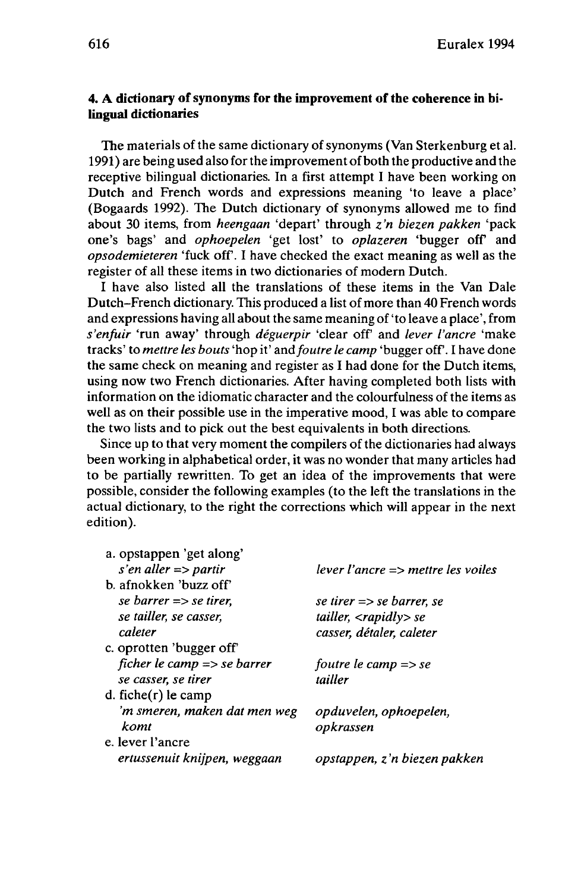### 4. A dictionary of synonyms for the improvement of the coherence in bilingual dictionaries

The materials of the same dictionary of synonyms (Van Sterkenburg et al. 1991) are being used also for the improvement of both the productive and the receptive bilingual dictionaries. In a first attempt I have been working on Dutch and French words and expressions meaning 'to leave a place' (Bogaards 1992). The Dutch dictionary of synonyms allowed me to find about 30 items, from *heengaan* 'depart' through *z'n biezen pakken* 'pack one's bags' and *ophoepelen* 'get lost' to *oplazeren* 'bugger off' and *opsodemieteren* 'fuck off'. I have checked the exact meaning as well as the register of all these items in two dictionaries of modern Dutch.

I have also listed all the translations of these items in the Van Dale Dutch–French dictionary. This produced a list of more than 40 French words and expressions having all about the same meaning of 'to leave a place', from *s'enfuir* 'run away' through *déguerpir* 'clear off' and *lever l'ancre* 'make tracks' to *mettre les bouts* 'hop it' and *foutre le camp* 'bugger off'. I have done the same check on meaning and register as I had done for the Dutch items, using now two French dictionaries. After having completed both lists with information on the idiomatic character and the colourfulness of the items as well as on their possible use in the imperative mood, I was able to compare the two lists and to pick out the best equivalents in both directions.

Since up to that very moment the compilers of the dictionaries had always been working in alphabetical order, it was no wonder that many articles had to be partially rewritten. To get an idea of the improvements that were possible, consider the following examples (to the left the translations in the actual dictionary, to the right the corrections which will appear in the next edition).

| | |
|---|---|
| a. opstappen 'get along' | |
| *s'en aller => partir* | *lever l'ancre => mettre les voiles* |
| b. afnokken 'buzz off' | |
| *se barrer => se tirer, se tailler, se casser, caleter* | *se tirer => se barrer, se tailler, <rapidly> se casser, détaler, caleter* |
| c. oprotten 'bugger off' | |
| *ficher le camp => se barrer se casser, se tirer* | *foutre le camp => se tailler* |
| d. fiche(r) le camp | |
| *'m smeren, maken dat men weg komt* | *opduvelen, ophoepelen, opkrassen* |
| e. lever l'ancre | |
| *ertussenuit knijpen, weggaan* | *opstappen, z'n biezen pakken* |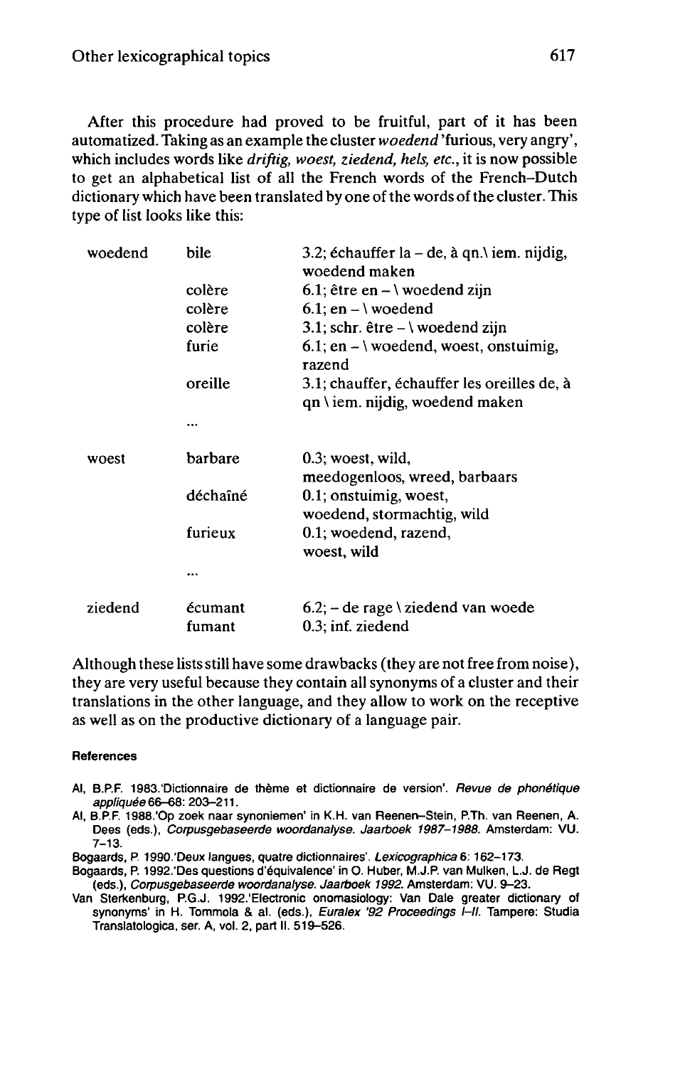After this procedure had proved to be fruitful, part of it has been automatized. Taking as an example the cluster *woedend* 'furious, very angry', which includes words like *driftig, woest, ziedend, hels, etc.*, it is now possible to get an alphabetical list of all the French words of the French–Dutch dictionary which have been translated by one of the words of the cluster. This type of list looks like this:

| | | |
|---|---|---|
| woedend | bile | 3.2; échauffer la – de, à qn.\ iem. nijdig, woedend maken |
| | colère | 6.1; être en – \ woedend zijn |
| | colère | 6.1; en – \ woedend |
| | colère | 3.1; schr. être – \ woedend zijn |
| | furie | 6.1; en – \ woedend, woest, onstuimig, razend |
| | oreille | 3.1; chauffer, échauffer les oreilles de, à qn \ iem. nijdig, woedend maken |
| | ... | |
| woest | barbare | 0.3; woest, wild, meedogenloos, wreed, barbaars |
| | déchaîné | 0.1; onstuimig, woest, woedend, stormachtig, wild |
| | furieux | 0.1; woedend, razend, woest, wild |
| | ... | |
| ziedend | écumant | 6.2; – de rage \ ziedend van woede |
| | fumant | 0.3; inf. ziedend |

Although these lists still have some drawbacks (they are not free from noise), they are very useful because they contain all synonyms of a cluster and their translations in the other language, and they allow to work on the receptive as well as on the productive dictionary of a language pair.

#### References

Al, B.P.F. 1983.'Dictionnaire de thème et dictionnaire de version'. *Revue de phonétique appliquée* 66–68: 203–211.

Al, B.P.F. 1988.'Op zoek naar synoniemen' in K.H. van Reenen–Stein, P.Th. van Reenen, A. Dees (eds.), *Corpusgebaseerde woordanalyse. Jaarboek 1987–1988.* Amsterdam: VU. 7–13.

Bogaards, P. 1990.'Deux langues, quatre dictionnaires'. *Lexicographica* 6: 162–173.

Bogaards, P. 1992.'Des questions d'équivalence' in O. Huber, M.J.P. van Mulken, L.J. de Regt (eds.), *Corpusgebaseerde woordanalyse. Jaarboek 1992.* Amsterdam: VU. 9–23.

Van Sterkenburg, P.G.J. 1992.'Electronic onomasiology: Van Dale greater dictionary of synonyms' in H. Tommola & al. (eds.), *Euralex '92 Proceedings I–II.* Tampere: Studia Translatologica, ser. A, vol. 2, part II. 519–526.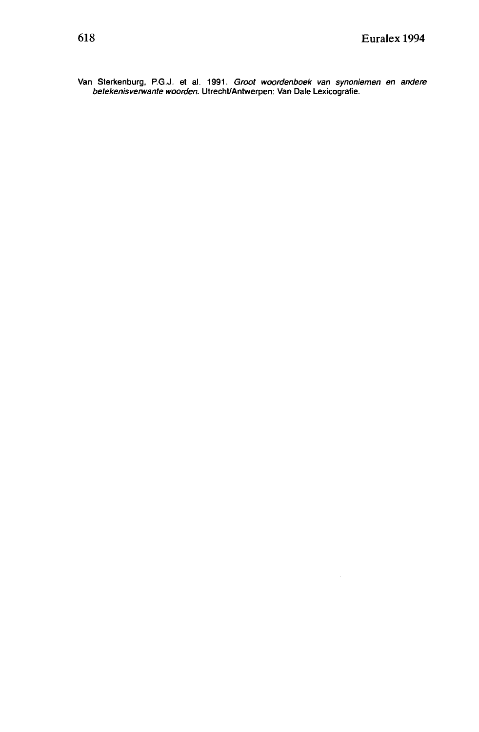Van Sterkenburg, P.G.J. et al. 1991. *Groot woordenboek van synoniemen en andere betekenisverwante woorden.* Utrecht/Antwerpen: Van Dale Lexicografie.